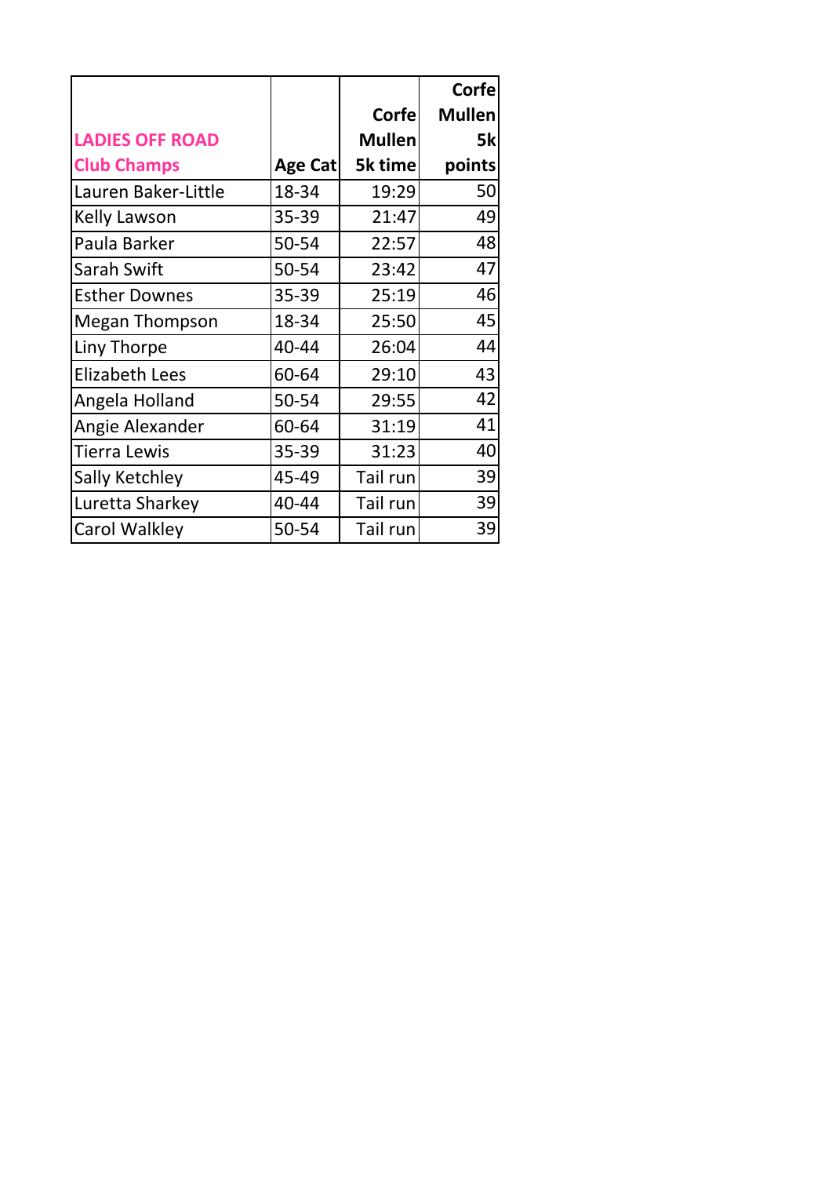| LADIES OFF ROAD Club Champs | Age Cat | Corfe Mullen 5k time | Corfe Mullen 5k points |
|---|---|---|---|
| Lauren Baker-Little | 18-34 | 19:29 | 50 |
| Kelly Lawson | 35-39 | 21:47 | 49 |
| Paula Barker | 50-54 | 22:57 | 48 |
| Sarah Swift | 50-54 | 23:42 | 47 |
| Esther Downes | 35-39 | 25:19 | 46 |
| Megan Thompson | 18-34 | 25:50 | 45 |
| Liny Thorpe | 40-44 | 26:04 | 44 |
| Elizabeth Lees | 60-64 | 29:10 | 43 |
| Angela Holland | 50-54 | 29:55 | 42 |
| Angie Alexander | 60-64 | 31:19 | 41 |
| Tierra Lewis | 35-39 | 31:23 | 40 |
| Sally Ketchley | 45-49 | Tail run | 39 |
| Luretta Sharkey | 40-44 | Tail run | 39 |
| Carol Walkley | 50-54 | Tail run | 39 |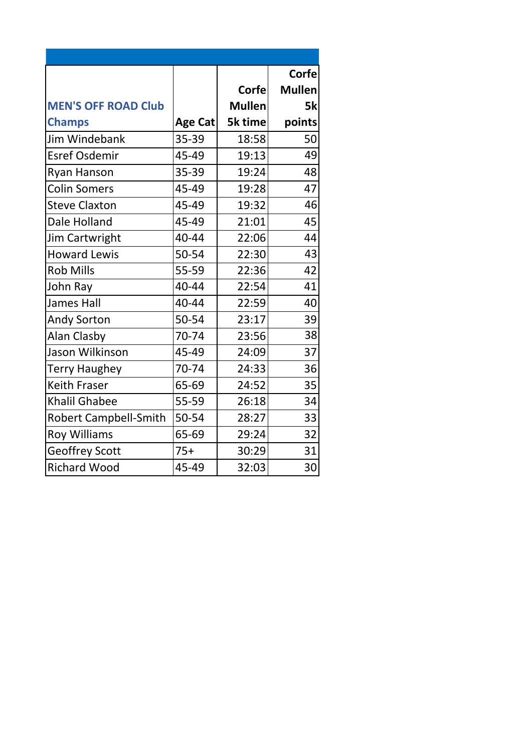| MEN'S OFF ROAD Club Champs | Age Cat | Corfe Mullen 5k time | Corfe Mullen 5k points |
|---|---|---|---|
| Jim Windebank | 35-39 | 18:58 | 50 |
| Esref Osdemir | 45-49 | 19:13 | 49 |
| Ryan Hanson | 35-39 | 19:24 | 48 |
| Colin Somers | 45-49 | 19:28 | 47 |
| Steve Claxton | 45-49 | 19:32 | 46 |
| Dale Holland | 45-49 | 21:01 | 45 |
| Jim Cartwright | 40-44 | 22:06 | 44 |
| Howard Lewis | 50-54 | 22:30 | 43 |
| Rob Mills | 55-59 | 22:36 | 42 |
| John Ray | 40-44 | 22:54 | 41 |
| James Hall | 40-44 | 22:59 | 40 |
| Andy Sorton | 50-54 | 23:17 | 39 |
| Alan Clasby | 70-74 | 23:56 | 38 |
| Jason Wilkinson | 45-49 | 24:09 | 37 |
| Terry Haughey | 70-74 | 24:33 | 36 |
| Keith Fraser | 65-69 | 24:52 | 35 |
| Khalil Ghabee | 55-59 | 26:18 | 34 |
| Robert Campbell-Smith | 50-54 | 28:27 | 33 |
| Roy Williams | 65-69 | 29:24 | 32 |
| Geoffrey Scott | 75+ | 30:29 | 31 |
| Richard Wood | 45-49 | 32:03 | 30 |